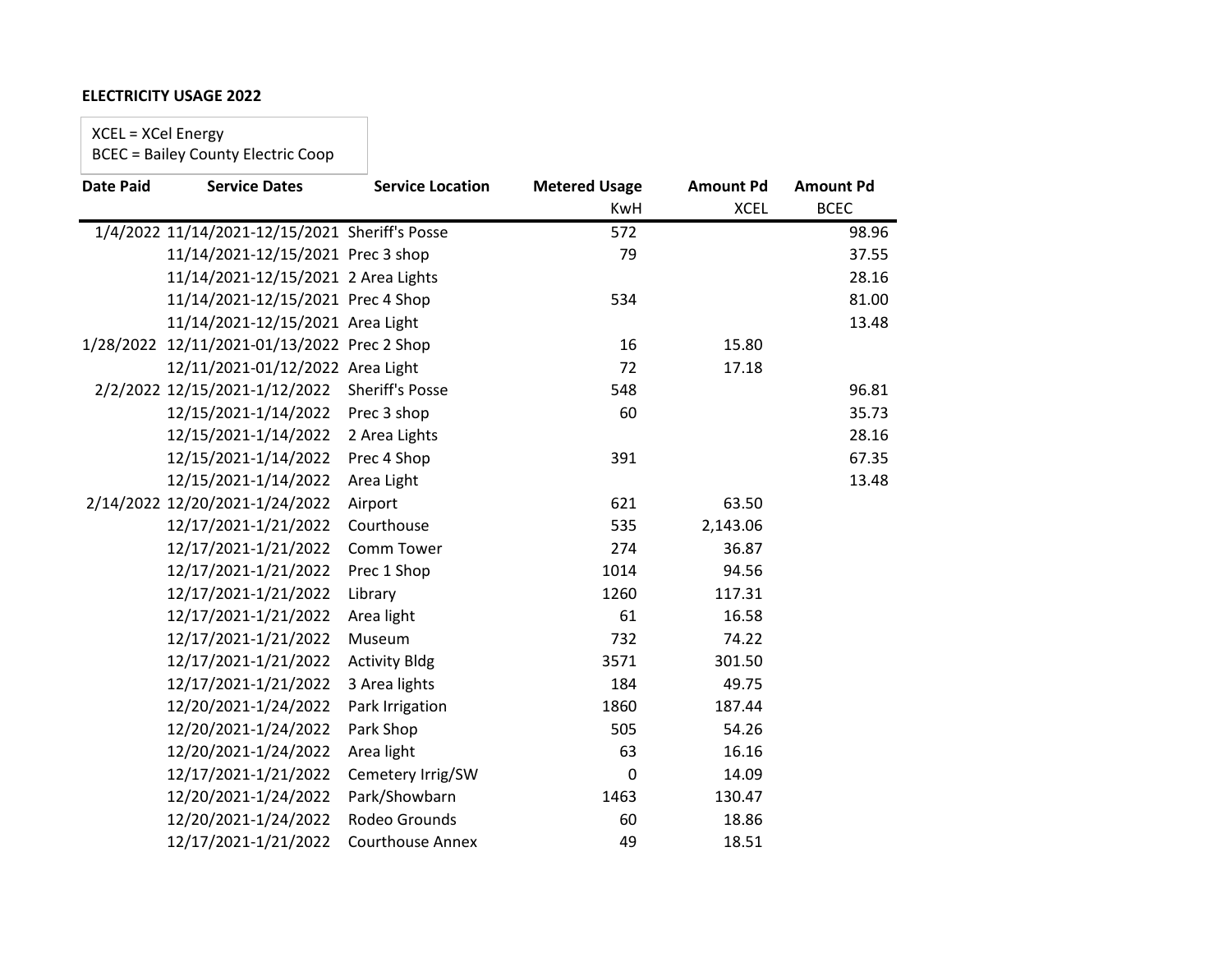**ELECTRICITY USAGE 2022**

XCEL = XCel Energy
BCEC = Bailey County Electric Coop

| Date Paid | Service Dates | Service Location | Metered Usage | Amount Pd | Amount Pd |
|---|---|---|---|---|---|
| | | | KwH | XCEL | BCEC |
| 1/4/2022 | 11/14/2021-12/15/2021 | Sheriff's Posse | 572 | | 98.96 |
| | 11/14/2021-12/15/2021 | Prec 3 shop | 79 | | 37.55 |
| | 11/14/2021-12/15/2021 | 2 Area Lights | | | 28.16 |
| | 11/14/2021-12/15/2021 | Prec 4 Shop | 534 | | 81.00 |
| | 11/14/2021-12/15/2021 | Area Light | | | 13.48 |
| 1/28/2022 | 12/11/2021-01/13/2022 | Prec 2 Shop | 16 | 15.80 | |
| | 12/11/2021-01/12/2022 | Area Light | 72 | 17.18 | |
| 2/2/2022 | 12/15/2021-1/12/2022 | Sheriff's Posse | 548 | | 96.81 |
| | 12/15/2021-1/14/2022 | Prec 3 shop | 60 | | 35.73 |
| | 12/15/2021-1/14/2022 | 2 Area Lights | | | 28.16 |
| | 12/15/2021-1/14/2022 | Prec 4 Shop | 391 | | 67.35 |
| | 12/15/2021-1/14/2022 | Area Light | | | 13.48 |
| 2/14/2022 | 12/20/2021-1/24/2022 | Airport | 621 | 63.50 | |
| | 12/17/2021-1/21/2022 | Courthouse | 535 | 2,143.06 | |
| | 12/17/2021-1/21/2022 | Comm Tower | 274 | 36.87 | |
| | 12/17/2021-1/21/2022 | Prec 1 Shop | 1014 | 94.56 | |
| | 12/17/2021-1/21/2022 | Library | 1260 | 117.31 | |
| | 12/17/2021-1/21/2022 | Area light | 61 | 16.58 | |
| | 12/17/2021-1/21/2022 | Museum | 732 | 74.22 | |
| | 12/17/2021-1/21/2022 | Activity Bldg | 3571 | 301.50 | |
| | 12/17/2021-1/21/2022 | 3 Area lights | 184 | 49.75 | |
| | 12/20/2021-1/24/2022 | Park Irrigation | 1860 | 187.44 | |
| | 12/20/2021-1/24/2022 | Park Shop | 505 | 54.26 | |
| | 12/20/2021-1/24/2022 | Area light | 63 | 16.16 | |
| | 12/17/2021-1/21/2022 | Cemetery Irrig/SW | 0 | 14.09 | |
| | 12/20/2021-1/24/2022 | Park/Showbarn | 1463 | 130.47 | |
| | 12/20/2021-1/24/2022 | Rodeo Grounds | 60 | 18.86 | |
| | 12/17/2021-1/21/2022 | Courthouse Annex | 49 | 18.51 | |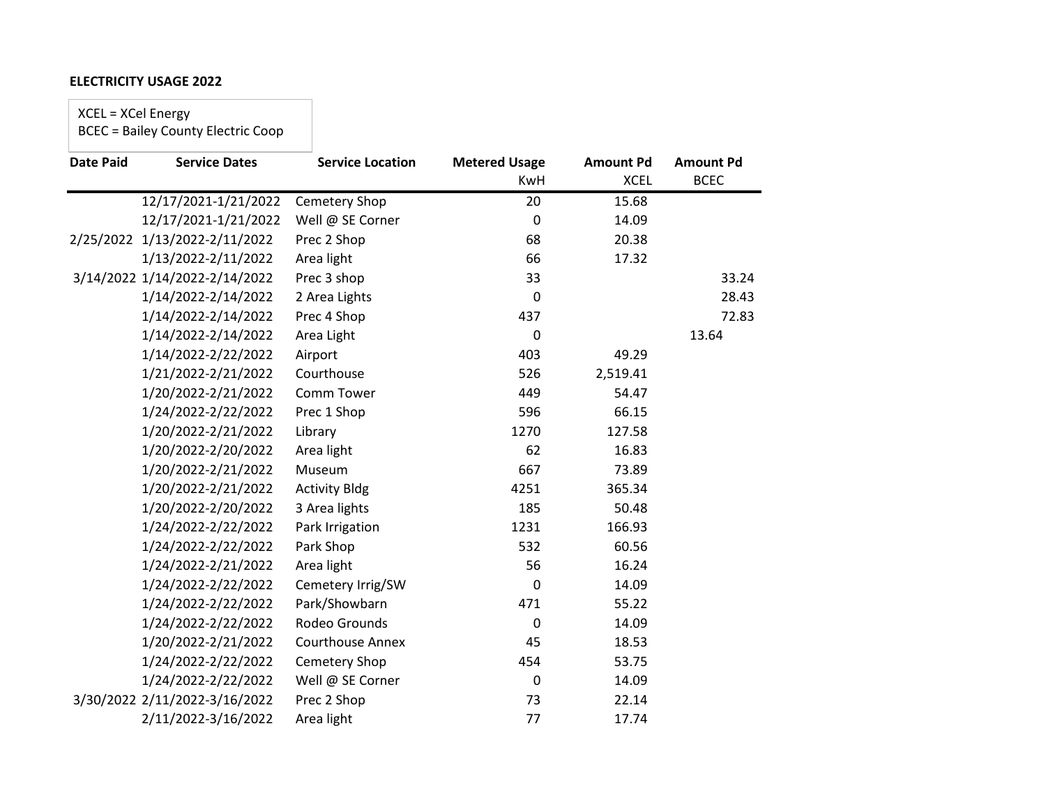**ELECTRICITY USAGE 2022**

XCEL = XCel Energy
BCEC = Bailey County Electric Coop

| Date Paid | Service Dates | Service Location | Metered Usage<br>KwH | Amount Pd<br>XCEL | Amount Pd<br>BCEC |
|---|---|---|---|---|---|
| | 12/17/2021-1/21/2022 | Cemetery Shop | 20 | 15.68 | |
| | 12/17/2021-1/21/2022 | Well @ SE Corner | 0 | 14.09 | |
| 2/25/2022 | 1/13/2022-2/11/2022 | Prec 2 Shop | 68 | 20.38 | |
| | 1/13/2022-2/11/2022 | Area light | 66 | 17.32 | |
| 3/14/2022 | 1/14/2022-2/14/2022 | Prec 3 shop | 33 | | 33.24 |
| | 1/14/2022-2/14/2022 | 2 Area Lights | 0 | | 28.43 |
| | 1/14/2022-2/14/2022 | Prec 4 Shop | 437 | | 72.83 |
| | 1/14/2022-2/14/2022 | Area Light | 0 | | 13.64 |
| | 1/14/2022-2/22/2022 | Airport | 403 | 49.29 | |
| | 1/21/2022-2/21/2022 | Courthouse | 526 | 2,519.41 | |
| | 1/20/2022-2/21/2022 | Comm Tower | 449 | 54.47 | |
| | 1/24/2022-2/22/2022 | Prec 1 Shop | 596 | 66.15 | |
| | 1/20/2022-2/21/2022 | Library | 1270 | 127.58 | |
| | 1/20/2022-2/20/2022 | Area light | 62 | 16.83 | |
| | 1/20/2022-2/21/2022 | Museum | 667 | 73.89 | |
| | 1/20/2022-2/21/2022 | Activity Bldg | 4251 | 365.34 | |
| | 1/20/2022-2/20/2022 | 3 Area lights | 185 | 50.48 | |
| | 1/24/2022-2/22/2022 | Park Irrigation | 1231 | 166.93 | |
| | 1/24/2022-2/22/2022 | Park Shop | 532 | 60.56 | |
| | 1/24/2022-2/21/2022 | Area light | 56 | 16.24 | |
| | 1/24/2022-2/22/2022 | Cemetery Irrig/SW | 0 | 14.09 | |
| | 1/24/2022-2/22/2022 | Park/Showbarn | 471 | 55.22 | |
| | 1/24/2022-2/22/2022 | Rodeo Grounds | 0 | 14.09 | |
| | 1/20/2022-2/21/2022 | Courthouse Annex | 45 | 18.53 | |
| | 1/24/2022-2/22/2022 | Cemetery Shop | 454 | 53.75 | |
| | 1/24/2022-2/22/2022 | Well @ SE Corner | 0 | 14.09 | |
| 3/30/2022 | 2/11/2022-3/16/2022 | Prec 2 Shop | 73 | 22.14 | |
| | 2/11/2022-3/16/2022 | Area light | 77 | 17.74 | |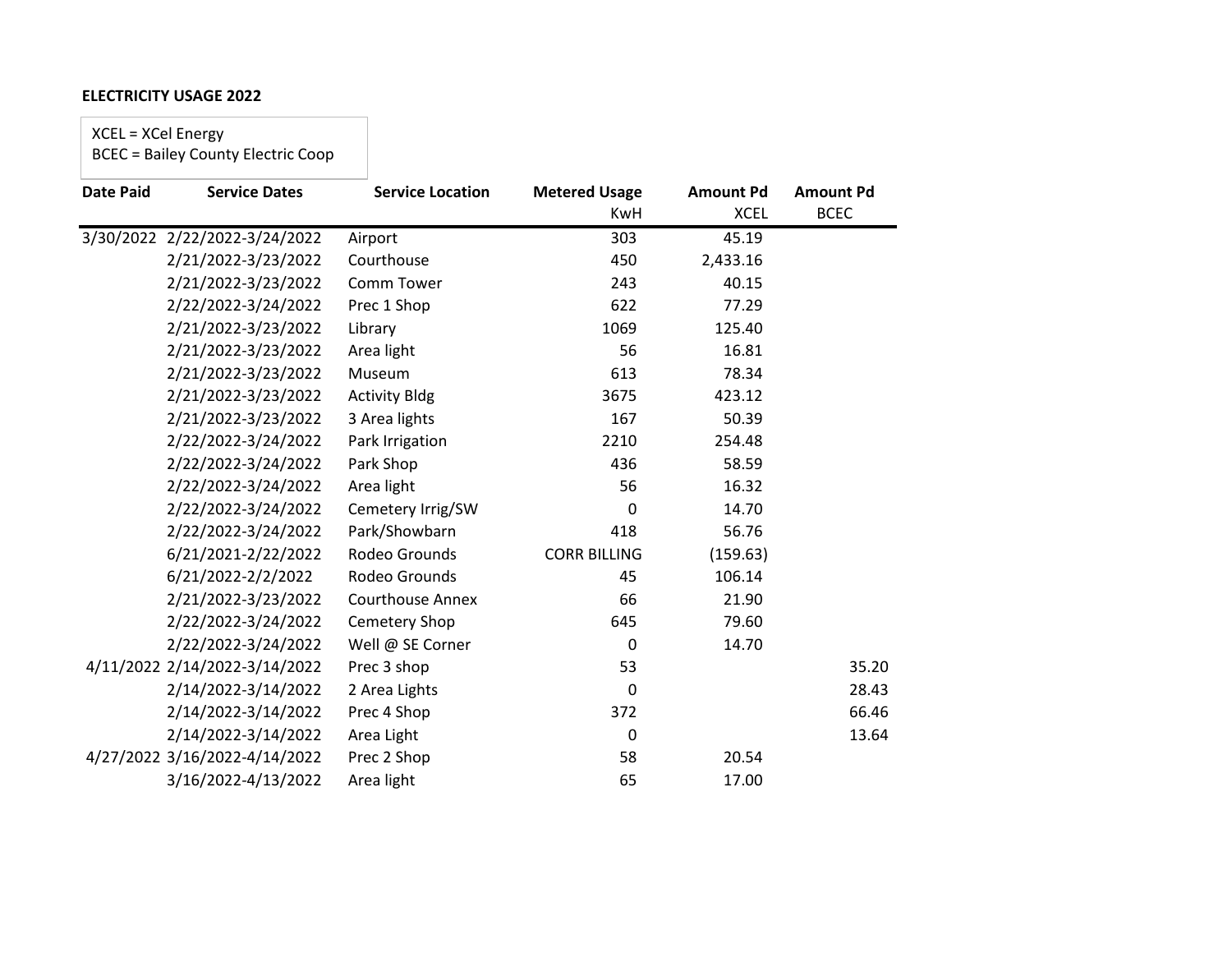**ELECTRICITY USAGE 2022**

XCEL = XCel Energy
BCEC = Bailey County Electric Coop

| Date Paid | Service Dates | Service Location | Metered Usage KwH | Amount Pd XCEL | Amount Pd BCEC |
|---|---|---|---|---|---|
| 3/30/2022 | 2/22/2022-3/24/2022 | Airport | 303 | 45.19 | |
| | 2/21/2022-3/23/2022 | Courthouse | 450 | 2,433.16 | |
| | 2/21/2022-3/23/2022 | Comm Tower | 243 | 40.15 | |
| | 2/22/2022-3/24/2022 | Prec 1 Shop | 622 | 77.29 | |
| | 2/21/2022-3/23/2022 | Library | 1069 | 125.40 | |
| | 2/21/2022-3/23/2022 | Area light | 56 | 16.81 | |
| | 2/21/2022-3/23/2022 | Museum | 613 | 78.34 | |
| | 2/21/2022-3/23/2022 | Activity Bldg | 3675 | 423.12 | |
| | 2/21/2022-3/23/2022 | 3 Area lights | 167 | 50.39 | |
| | 2/22/2022-3/24/2022 | Park Irrigation | 2210 | 254.48 | |
| | 2/22/2022-3/24/2022 | Park Shop | 436 | 58.59 | |
| | 2/22/2022-3/24/2022 | Area light | 56 | 16.32 | |
| | 2/22/2022-3/24/2022 | Cemetery Irrig/SW | 0 | 14.70 | |
| | 2/22/2022-3/24/2022 | Park/Showbarn | 418 | 56.76 | |
| | 6/21/2021-2/22/2022 | Rodeo Grounds | CORR BILLING | (159.63) | |
| | 6/21/2022-2/2/2022 | Rodeo Grounds | 45 | 106.14 | |
| | 2/21/2022-3/23/2022 | Courthouse Annex | 66 | 21.90 | |
| | 2/22/2022-3/24/2022 | Cemetery Shop | 645 | 79.60 | |
| | 2/22/2022-3/24/2022 | Well @ SE Corner | 0 | 14.70 | |
| 4/11/2022 | 2/14/2022-3/14/2022 | Prec 3 shop | 53 | | 35.20 |
| | 2/14/2022-3/14/2022 | 2 Area Lights | 0 | | 28.43 |
| | 2/14/2022-3/14/2022 | Prec 4 Shop | 372 | | 66.46 |
| | 2/14/2022-3/14/2022 | Area Light | 0 | | 13.64 |
| 4/27/2022 | 3/16/2022-4/14/2022 | Prec 2 Shop | 58 | 20.54 | |
| | 3/16/2022-4/13/2022 | Area light | 65 | 17.00 | |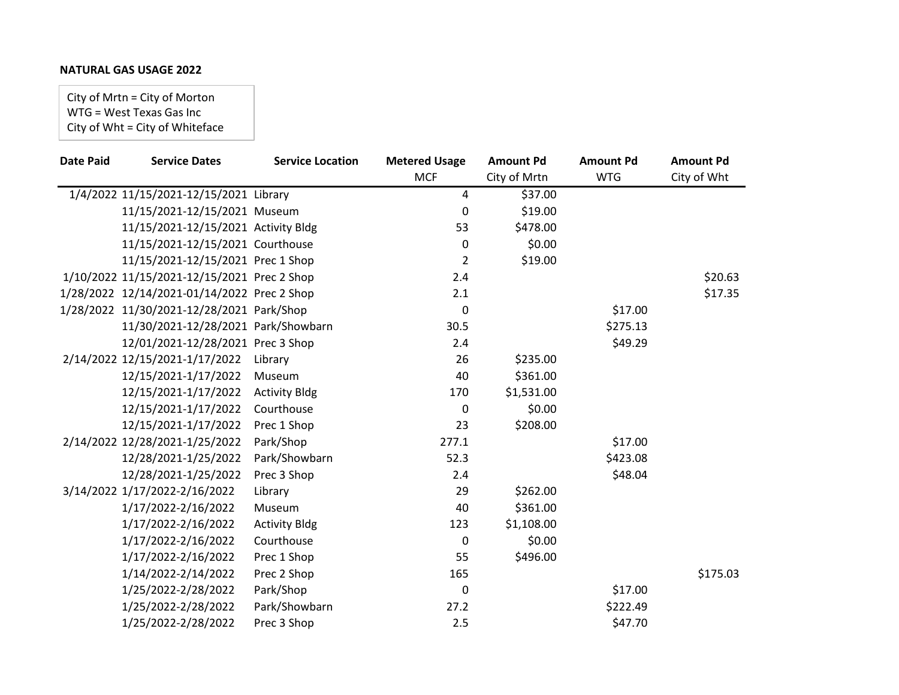**NATURAL GAS USAGE 2022**

City of Mrtn = City of Morton
WTG = West Texas Gas Inc
City of Wht = City of Whiteface

| Date Paid | Service Dates | Service Location | Metered Usage MCF | Amount Pd City of Mrtn | Amount Pd WTG | Amount Pd City of Wht |
|---|---|---|---|---|---|---|
| 1/4/2022 | 11/15/2021-12/15/2021 | Library | 4 | $37.00 | | |
| | 11/15/2021-12/15/2021 | Museum | 0 | $19.00 | | |
| | 11/15/2021-12/15/2021 | Activity Bldg | 53 | $478.00 | | |
| | 11/15/2021-12/15/2021 | Courthouse | 0 | $0.00 | | |
| | 11/15/2021-12/15/2021 | Prec 1 Shop | 2 | $19.00 | | |
| 1/10/2022 | 11/15/2021-12/15/2021 | Prec 2 Shop | 2.4 | | | $20.63 |
| 1/28/2022 | 12/14/2021-01/14/2022 | Prec 2 Shop | 2.1 | | | $17.35 |
| 1/28/2022 | 11/30/2021-12/28/2021 | Park/Shop | 0 | | $17.00 | |
| | 11/30/2021-12/28/2021 | Park/Showbarn | 30.5 | | $275.13 | |
| | 12/01/2021-12/28/2021 | Prec 3 Shop | 2.4 | | $49.29 | |
| 2/14/2022 | 12/15/2021-1/17/2022 | Library | 26 | $235.00 | | |
| | 12/15/2021-1/17/2022 | Museum | 40 | $361.00 | | |
| | 12/15/2021-1/17/2022 | Activity Bldg | 170 | $1,531.00 | | |
| | 12/15/2021-1/17/2022 | Courthouse | 0 | $0.00 | | |
| | 12/15/2021-1/17/2022 | Prec 1 Shop | 23 | $208.00 | | |
| 2/14/2022 | 12/28/2021-1/25/2022 | Park/Shop | 277.1 | | $17.00 | |
| | 12/28/2021-1/25/2022 | Park/Showbarn | 52.3 | | $423.08 | |
| | 12/28/2021-1/25/2022 | Prec 3 Shop | 2.4 | | $48.04 | |
| 3/14/2022 | 1/17/2022-2/16/2022 | Library | 29 | $262.00 | | |
| | 1/17/2022-2/16/2022 | Museum | 40 | $361.00 | | |
| | 1/17/2022-2/16/2022 | Activity Bldg | 123 | $1,108.00 | | |
| | 1/17/2022-2/16/2022 | Courthouse | 0 | $0.00 | | |
| | 1/17/2022-2/16/2022 | Prec 1 Shop | 55 | $496.00 | | |
| | 1/14/2022-2/14/2022 | Prec 2 Shop | 165 | | | $175.03 |
| | 1/25/2022-2/28/2022 | Park/Shop | 0 | | $17.00 | |
| | 1/25/2022-2/28/2022 | Park/Showbarn | 27.2 | | $222.49 | |
| | 1/25/2022-2/28/2022 | Prec 3 Shop | 2.5 | | $47.70 | |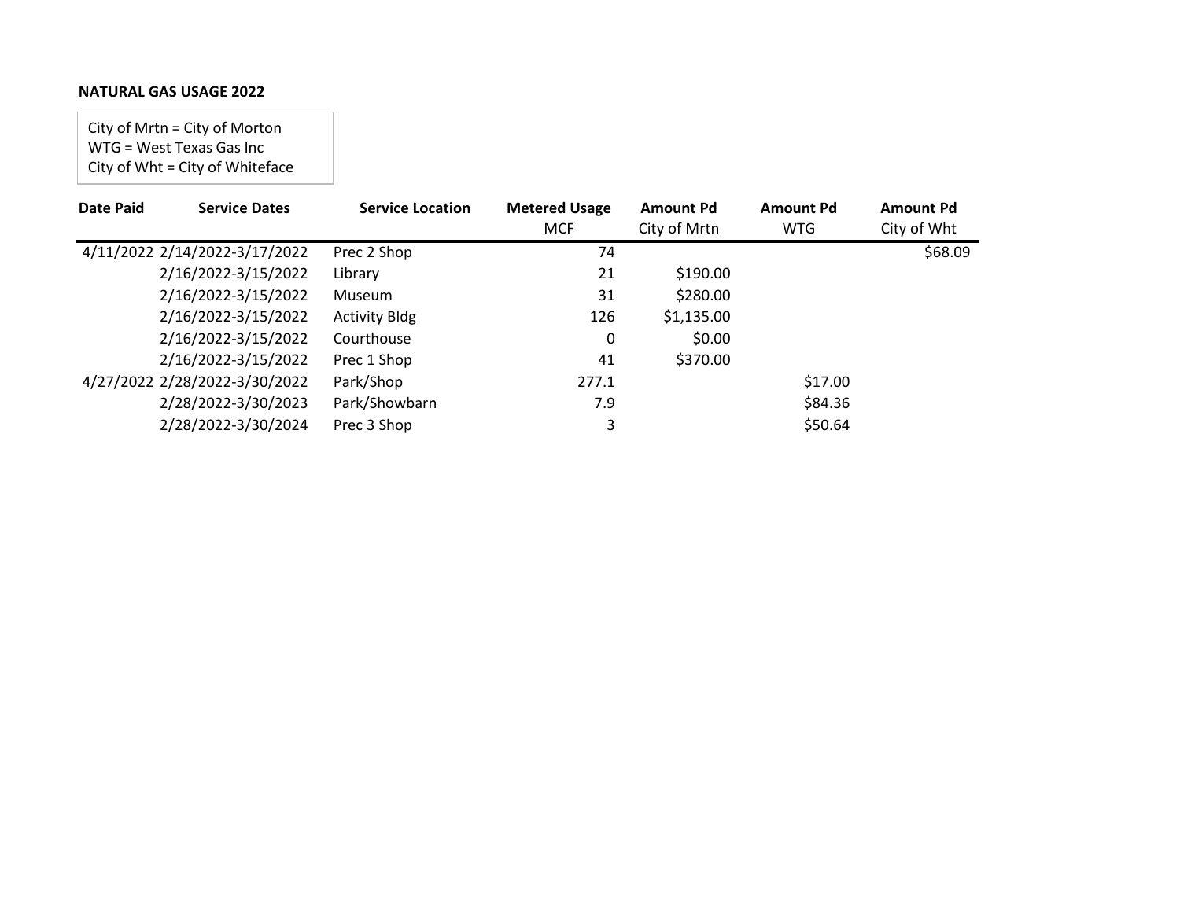**NATURAL GAS USAGE 2022**

City of Mrtn = City of Morton
WTG = West Texas Gas Inc
City of Wht = City of Whiteface

| Date Paid | Service Dates | Service Location | Metered Usage MCF | Amount Pd City of Mrtn | Amount Pd WTG | Amount Pd City of Wht |
|---|---|---|---|---|---|---|
| 4/11/2022 | 2/14/2022-3/17/2022 | Prec 2 Shop | 74 | | | $68.09 |
| | 2/16/2022-3/15/2022 | Library | 21 | $190.00 | | |
| | 2/16/2022-3/15/2022 | Museum | 31 | $280.00 | | |
| | 2/16/2022-3/15/2022 | Activity Bldg | 126 | $1,135.00 | | |
| | 2/16/2022-3/15/2022 | Courthouse | 0 | $0.00 | | |
| | 2/16/2022-3/15/2022 | Prec 1 Shop | 41 | $370.00 | | |
| 4/27/2022 | 2/28/2022-3/30/2022 | Park/Shop | 277.1 | | $17.00 | |
| | 2/28/2022-3/30/2023 | Park/Showbarn | 7.9 | | $84.36 | |
| | 2/28/2022-3/30/2024 | Prec 3 Shop | 3 | | $50.64 | |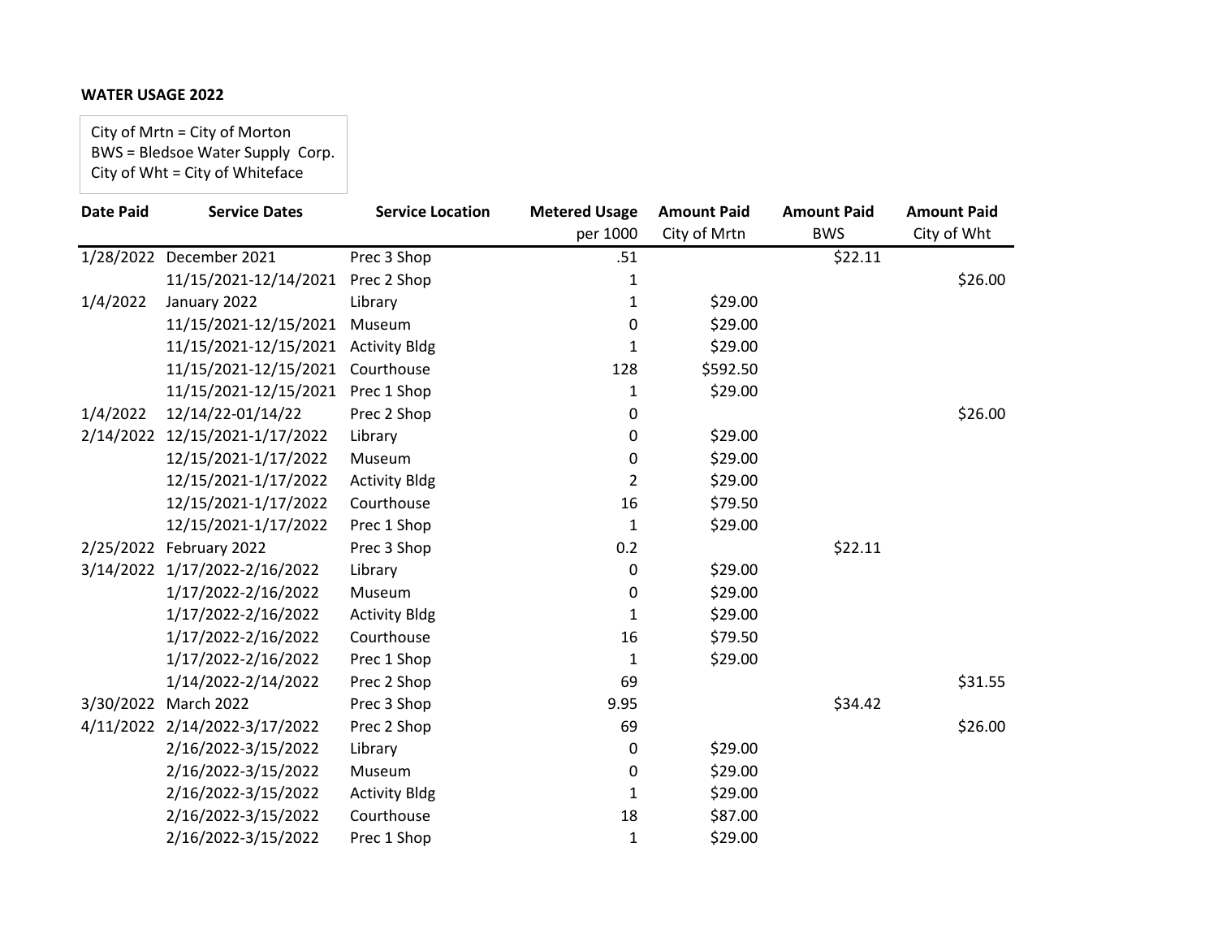**WATER USAGE 2022**

City of Mrtn = City of Morton
BWS = Bledsoe Water Supply Corp.
City of Wht = City of Whiteface

| Date Paid | Service Dates | Service Location | Metered Usage per 1000 | Amount Paid City of Mrtn | Amount Paid BWS | Amount Paid City of Wht |
|---|---|---|---|---|---|---|
| 1/28/2022 | December 2021 | Prec 3 Shop | .51 | | $22.11 | |
| | 11/15/2021-12/14/2021 | Prec 2 Shop | 1 | | | $26.00 |
| 1/4/2022 | January 2022 | Library | 1 | $29.00 | | |
| | 11/15/2021-12/15/2021 | Museum | 0 | $29.00 | | |
| | 11/15/2021-12/15/2021 | Activity Bldg | 1 | $29.00 | | |
| | 11/15/2021-12/15/2021 | Courthouse | 128 | $592.50 | | |
| | 11/15/2021-12/15/2021 | Prec 1 Shop | 1 | $29.00 | | |
| 1/4/2022 | 12/14/22-01/14/22 | Prec 2 Shop | 0 | | | $26.00 |
| 2/14/2022 | 12/15/2021-1/17/2022 | Library | 0 | $29.00 | | |
| | 12/15/2021-1/17/2022 | Museum | 0 | $29.00 | | |
| | 12/15/2021-1/17/2022 | Activity Bldg | 2 | $29.00 | | |
| | 12/15/2021-1/17/2022 | Courthouse | 16 | $79.50 | | |
| | 12/15/2021-1/17/2022 | Prec 1 Shop | 1 | $29.00 | | |
| 2/25/2022 | February 2022 | Prec 3 Shop | 0.2 | | $22.11 | |
| 3/14/2022 | 1/17/2022-2/16/2022 | Library | 0 | $29.00 | | |
| | 1/17/2022-2/16/2022 | Museum | 0 | $29.00 | | |
| | 1/17/2022-2/16/2022 | Activity Bldg | 1 | $29.00 | | |
| | 1/17/2022-2/16/2022 | Courthouse | 16 | $79.50 | | |
| | 1/17/2022-2/16/2022 | Prec 1 Shop | 1 | $29.00 | | |
| | 1/14/2022-2/14/2022 | Prec 2 Shop | 69 | | | $31.55 |
| 3/30/2022 | March 2022 | Prec 3 Shop | 9.95 | | $34.42 | |
| 4/11/2022 | 2/14/2022-3/17/2022 | Prec 2 Shop | 69 | | | $26.00 |
| | 2/16/2022-3/15/2022 | Library | 0 | $29.00 | | |
| | 2/16/2022-3/15/2022 | Museum | 0 | $29.00 | | |
| | 2/16/2022-3/15/2022 | Activity Bldg | 1 | $29.00 | | |
| | 2/16/2022-3/15/2022 | Courthouse | 18 | $87.00 | | |
| | 2/16/2022-3/15/2022 | Prec 1 Shop | 1 | $29.00 | | |